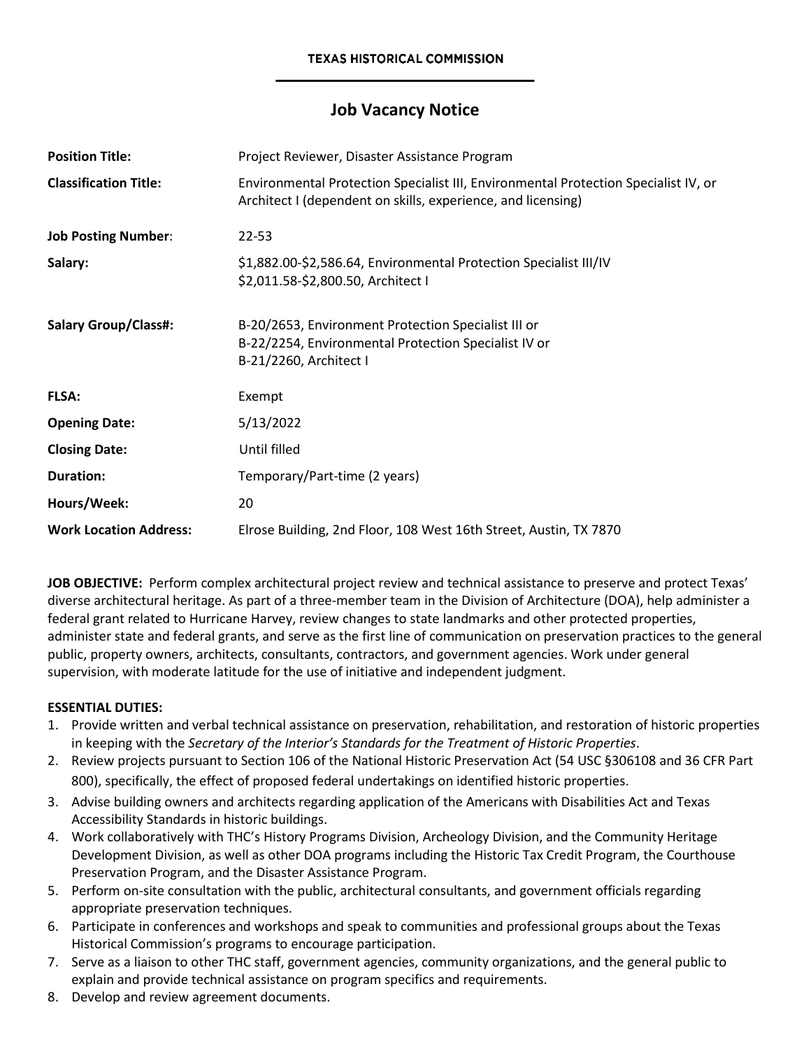**TEXAS HISTORICAL COMMISSION**

# Job Vacancy Notice

| | |
|---|---|
| **Position Title:** | Project Reviewer, Disaster Assistance Program |
| **Classification Title:** | Environmental Protection Specialist III, Environmental Protection Specialist IV, or Architect I (dependent on skills, experience, and licensing) |
| **Job Posting Number**: | 22-53 |
| **Salary:** | $1,882.00-$2,586.64, Environmental Protection Specialist III/IV<br>$2,011.58-$2,800.50, Architect I |
| **Salary Group/Class#:** | B-20/2653, Environment Protection Specialist III or<br>B-22/2254, Environmental Protection Specialist IV or<br>B-21/2260, Architect I |
| **FLSA:** | Exempt |
| **Opening Date:** | 5/13/2022 |
| **Closing Date:** | Until filled |
| **Duration:** | Temporary/Part-time (2 years) |
| **Hours/Week:** | 20 |
| **Work Location Address:** | Elrose Building, 2nd Floor, 108 West 16th Street, Austin, TX 7870 |

**JOB OBJECTIVE:** Perform complex architectural project review and technical assistance to preserve and protect Texas' diverse architectural heritage. As part of a three-member team in the Division of Architecture (DOA), help administer a federal grant related to Hurricane Harvey, review changes to state landmarks and other protected properties, administer state and federal grants, and serve as the first line of communication on preservation practices to the general public, property owners, architects, consultants, contractors, and government agencies. Work under general supervision, with moderate latitude for the use of initiative and independent judgment.

**ESSENTIAL DUTIES:**

1. Provide written and verbal technical assistance on preservation, rehabilitation, and restoration of historic properties in keeping with the *Secretary of the Interior's Standards for the Treatment of Historic Properties*.
2. Review projects pursuant to Section 106 of the National Historic Preservation Act (54 USC §306108 and 36 CFR Part 800), specifically, the effect of proposed federal undertakings on identified historic properties.
3. Advise building owners and architects regarding application of the Americans with Disabilities Act and Texas Accessibility Standards in historic buildings.
4. Work collaboratively with THC's History Programs Division, Archeology Division, and the Community Heritage Development Division, as well as other DOA programs including the Historic Tax Credit Program, the Courthouse Preservation Program, and the Disaster Assistance Program.
5. Perform on-site consultation with the public, architectural consultants, and government officials regarding appropriate preservation techniques.
6. Participate in conferences and workshops and speak to communities and professional groups about the Texas Historical Commission's programs to encourage participation.
7. Serve as a liaison to other THC staff, government agencies, community organizations, and the general public to explain and provide technical assistance on program specifics and requirements.
8. Develop and review agreement documents.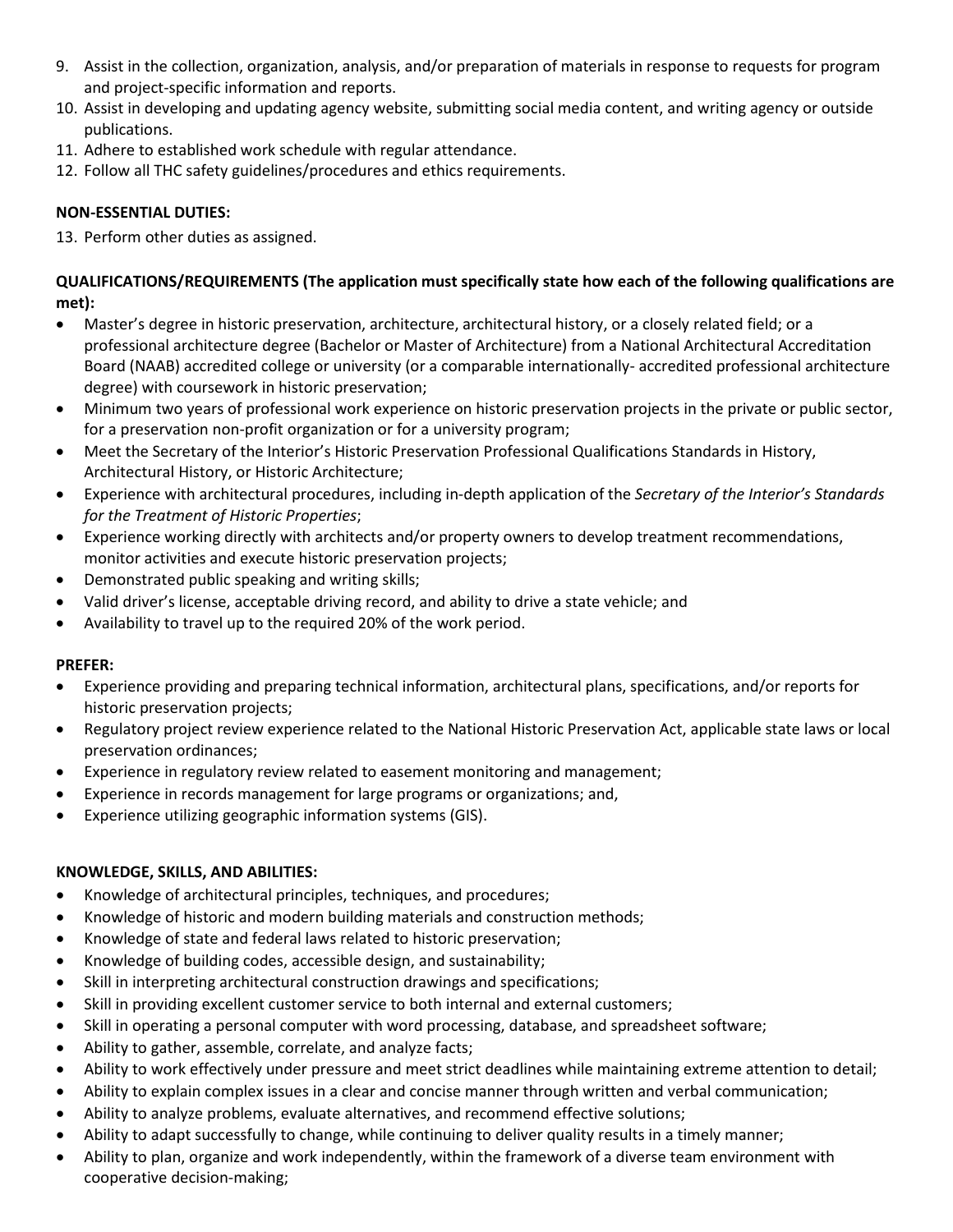9. Assist in the collection, organization, analysis, and/or preparation of materials in response to requests for program and project-specific information and reports.
10. Assist in developing and updating agency website, submitting social media content, and writing agency or outside publications.
11. Adhere to established work schedule with regular attendance.
12. Follow all THC safety guidelines/procedures and ethics requirements.

**NON-ESSENTIAL DUTIES:**

13. Perform other duties as assigned.

**QUALIFICATIONS/REQUIREMENTS (The application must specifically state how each of the following qualifications are met):**

- Master's degree in historic preservation, architecture, architectural history, or a closely related field; or a professional architecture degree (Bachelor or Master of Architecture) from a National Architectural Accreditation Board (NAAB) accredited college or university (or a comparable internationally- accredited professional architecture degree) with coursework in historic preservation;
- Minimum two years of professional work experience on historic preservation projects in the private or public sector, for a preservation non-profit organization or for a university program;
- Meet the Secretary of the Interior's Historic Preservation Professional Qualifications Standards in History, Architectural History, or Historic Architecture;
- Experience with architectural procedures, including in-depth application of the *Secretary of the Interior's Standards for the Treatment of Historic Properties*;
- Experience working directly with architects and/or property owners to develop treatment recommendations, monitor activities and execute historic preservation projects;
- Demonstrated public speaking and writing skills;
- Valid driver's license, acceptable driving record, and ability to drive a state vehicle; and
- Availability to travel up to the required 20% of the work period.

**PREFER:**

- Experience providing and preparing technical information, architectural plans, specifications, and/or reports for historic preservation projects;
- Regulatory project review experience related to the National Historic Preservation Act, applicable state laws or local preservation ordinances;
- Experience in regulatory review related to easement monitoring and management;
- Experience in records management for large programs or organizations; and,
- Experience utilizing geographic information systems (GIS).

**KNOWLEDGE, SKILLS, AND ABILITIES:**

- Knowledge of architectural principles, techniques, and procedures;
- Knowledge of historic and modern building materials and construction methods;
- Knowledge of state and federal laws related to historic preservation;
- Knowledge of building codes, accessible design, and sustainability;
- Skill in interpreting architectural construction drawings and specifications;
- Skill in providing excellent customer service to both internal and external customers;
- Skill in operating a personal computer with word processing, database, and spreadsheet software;
- Ability to gather, assemble, correlate, and analyze facts;
- Ability to work effectively under pressure and meet strict deadlines while maintaining extreme attention to detail;
- Ability to explain complex issues in a clear and concise manner through written and verbal communication;
- Ability to analyze problems, evaluate alternatives, and recommend effective solutions;
- Ability to adapt successfully to change, while continuing to deliver quality results in a timely manner;
- Ability to plan, organize and work independently, within the framework of a diverse team environment with cooperative decision-making;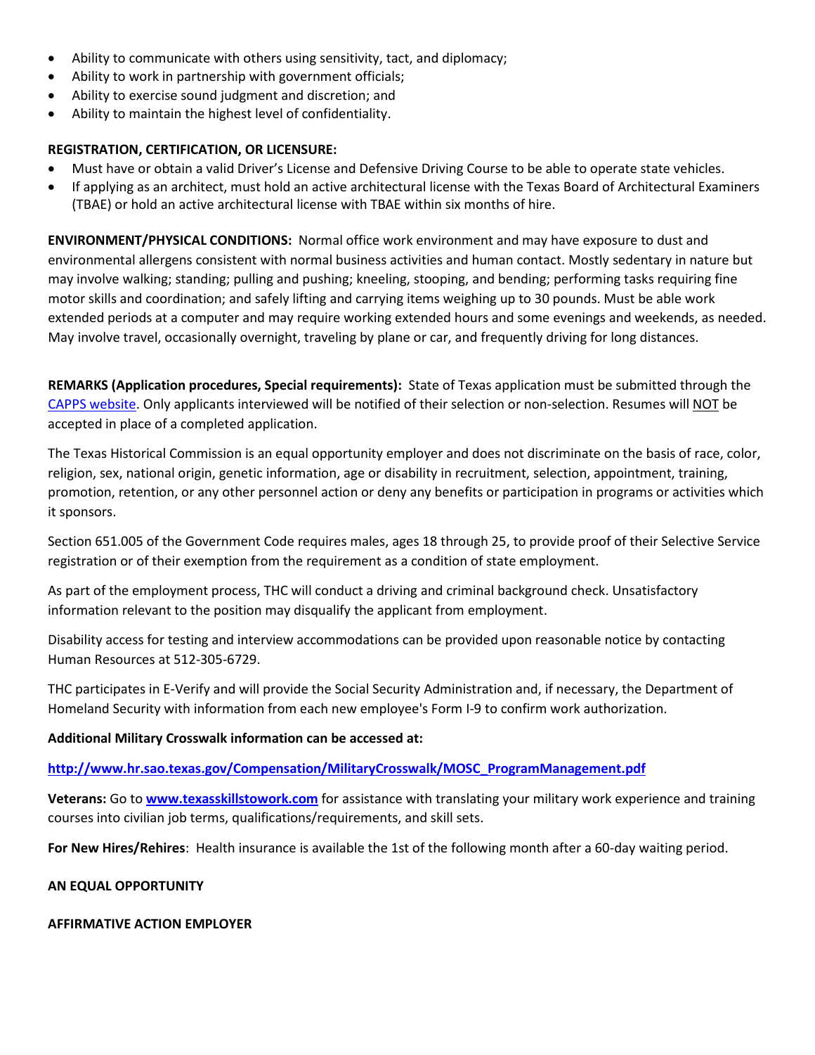- Ability to communicate with others using sensitivity, tact, and diplomacy;
- Ability to work in partnership with government officials;
- Ability to exercise sound judgment and discretion; and
- Ability to maintain the highest level of confidentiality.

**REGISTRATION, CERTIFICATION, OR LICENSURE:**

- Must have or obtain a valid Driver's License and Defensive Driving Course to be able to operate state vehicles.
- If applying as an architect, must hold an active architectural license with the Texas Board of Architectural Examiners (TBAE) or hold an active architectural license with TBAE within six months of hire.

**ENVIRONMENT/PHYSICAL CONDITIONS:** Normal office work environment and may have exposure to dust and environmental allergens consistent with normal business activities and human contact. Mostly sedentary in nature but may involve walking; standing; pulling and pushing; kneeling, stooping, and bending; performing tasks requiring fine motor skills and coordination; and safely lifting and carrying items weighing up to 30 pounds. Must be able work extended periods at a computer and may require working extended hours and some evenings and weekends, as needed. May involve travel, occasionally overnight, traveling by plane or car, and frequently driving for long distances.

**REMARKS (Application procedures, Special requirements):** State of Texas application must be submitted through the CAPPS website. Only applicants interviewed will be notified of their selection or non-selection. Resumes will NOT be accepted in place of a completed application.

The Texas Historical Commission is an equal opportunity employer and does not discriminate on the basis of race, color, religion, sex, national origin, genetic information, age or disability in recruitment, selection, appointment, training, promotion, retention, or any other personnel action or deny any benefits or participation in programs or activities which it sponsors.

Section 651.005 of the Government Code requires males, ages 18 through 25, to provide proof of their Selective Service registration or of their exemption from the requirement as a condition of state employment.

As part of the employment process, THC will conduct a driving and criminal background check. Unsatisfactory information relevant to the position may disqualify the applicant from employment.

Disability access for testing and interview accommodations can be provided upon reasonable notice by contacting Human Resources at 512-305-6729.

THC participates in E-Verify and will provide the Social Security Administration and, if necessary, the Department of Homeland Security with information from each new employee's Form I-9 to confirm work authorization.

**Additional Military Crosswalk information can be accessed at:**

**http://www.hr.sao.texas.gov/Compensation/MilitaryCrosswalk/MOSC_ProgramManagement.pdf**

**Veterans:** Go to **www.texasskillstowork.com** for assistance with translating your military work experience and training courses into civilian job terms, qualifications/requirements, and skill sets.

**For New Hires/Rehires**: Health insurance is available the 1st of the following month after a 60-day waiting period.

**AN EQUAL OPPORTUNITY**

**AFFIRMATIVE ACTION EMPLOYER**